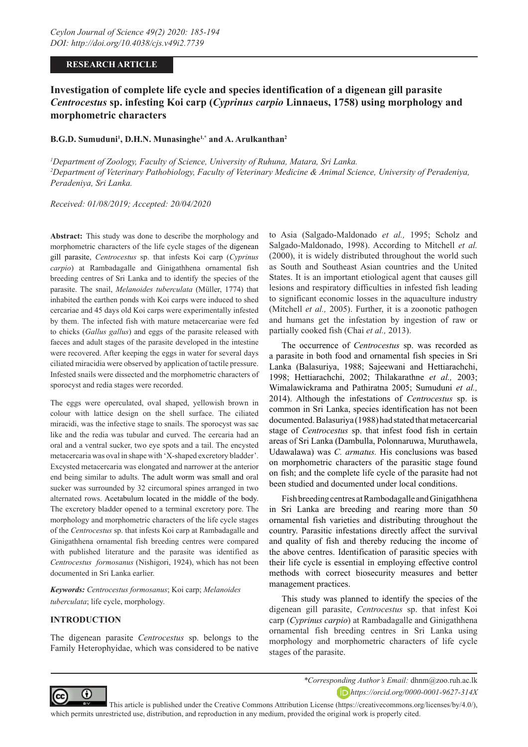**RESEARCH ARTICLE**

# Investigation of complete life cycle and species identification of a digenean gill parasite *Centrocestus* sp. infesting Koi carp (*Cyprinus carpio* Linnaeus, 1758) using morphology and morphometric characters

**B.G.D. Sumuduni[1], D.H.N. Munasinghe[1,*] and A. Arulkanthan[2]**

[1]*Department of Zoology, Faculty of Science, University of Ruhuna, Matara, Sri Lanka.*
[2]*Department of Veterinary Pathobiology, Faculty of Veterinary Medicine & Animal Science, University of Peradeniya, Peradeniya, Sri Lanka.*

*Received: 01/08/2019; Accepted: 20/04/2020*

**Abstract:** This study was done to describe the morphology and morphometric characters of the life cycle stages of the digenean gill parasite, *Centrocestus* sp. that infests Koi carp (*Cyprinus carpio*) at Rambadagalle and Ginigathhena ornamental fish breeding centres of Sri Lanka and to identify the species of the parasite. The snail, *Melanoides tuberculata* (Müller, 1774) that inhabited the earthen ponds with Koi carps were induced to shed cercariae and 45 days old Koi carps were experimentally infested by them. The infected fish with mature metacercariae were fed to chicks (*Gallus gallus*) and eggs of the parasite released with faeces and adult stages of the parasite developed in the intestine were recovered. After keeping the eggs in water for several days ciliated miracidia were observed by application of tactile pressure. Infested snails were dissected and the morphometric characters of sporocyst and redia stages were recorded.

The eggs were operculated, oval shaped, yellowish brown in colour with lattice design on the shell surface. The ciliated miracidi, was the infective stage to snails. The sporocyst was sac like and the redia was tubular and curved. The cercaria had an oral and a ventral sucker, two eye spots and a tail. The encysted metacercaria was oval in shape with 'X-shaped excretory bladder'. Excysted metacercaria was elongated and narrower at the anterior end being similar to adults. The adult worm was small and oral sucker was surrounded by 32 circumoral spines arranged in two alternated rows. Acetabulum located in the middle of the body. The excretory bladder opened to a terminal excretory pore. The morphology and morphometric characters of the life cycle stages of the *Centrocestus* sp. that infests Koi carp at Rambadagalle and Ginigathhena ornamental fish breeding centres were compared with published literature and the parasite was identified as *Centrocestus formosanus* (Nishigori, 1924), which has not been documented in Sri Lanka earlier.

***Keywords:*** *Centrocestus formosanus*; Koi carp; *Melanoides tuberculata*; life cycle, morphology.

## INTRODUCTION

The digenean parasite *Centrocestus* sp. belongs to the Family Heterophyidae, which was considered to be native to Asia (Salgado-Maldonado *et al.,* 1995; Scholz and Salgado-Maldonado, 1998). According to Mitchell *et al.* (2000), it is widely distributed throughout the world such as South and Southeast Asian countries and the United States. It is an important etiological agent that causes gill lesions and respiratory difficulties in infested fish leading to significant economic losses in the aquaculture industry (Mitchell *et al.,* 2005). Further, it is a zoonotic pathogen and humans get the infestation by ingestion of raw or partially cooked fish (Chai *et al.,* 2013).

The occurrence of *Centrocestus* sp. was recorded as a parasite in both food and ornamental fish species in Sri Lanka (Balasuriya, 1988; Sajeewani and Hettiarachchi, 1998; Hettiarachchi, 2002; Thilakarathne *et al.,* 2003; Wimalawickrama and Pathiratna 2005; Sumuduni *et al.,* 2014). Although the infestations of *Centrocestus* sp. is common in Sri Lanka, species identification has not been documented. Balasuriya (1988) had stated that metacercarial stage of *Centrocestus* sp. that infest food fish in certain areas of Sri Lanka (Dambulla, Polonnaruwa, Muruthawela, Udawalawa) was *C. armatus.* His conclusions was based on morphometric characters of the parasitic stage found on fish; and the complete life cycle of the parasite had not been studied and documented under local conditions.

Fish breeding centres at Rambodagalle and Ginigathhena in Sri Lanka are breeding and rearing more than 50 ornamental fish varieties and distributing throughout the country. Parasitic infestations directly affect the survival and quality of fish and thereby reducing the income of the above centres. Identification of parasitic species with their life cycle is essential in employing effective control methods with correct biosecurity measures and better management practices.

This study was planned to identify the species of the digenean gill parasite, *Centrocestus* sp. that infest Koi carp (*Cyprinus carpio*) at Rambadagalle and Ginigathhena ornamental fish breeding centres in Sri Lanka using morphology and morphometric characters of life cycle stages of the parasite.

*\*Corresponding Author's Email:* dhnm@zoo.ruh.ac.lk
https://orcid.org/0000-0001-9627-314X

This article is published under the Creative Commons Attribution License (https://creativecommons.org/licenses/by/4.0/), which permits unrestricted use, distribution, and reproduction in any medium, provided the original work is properly cited.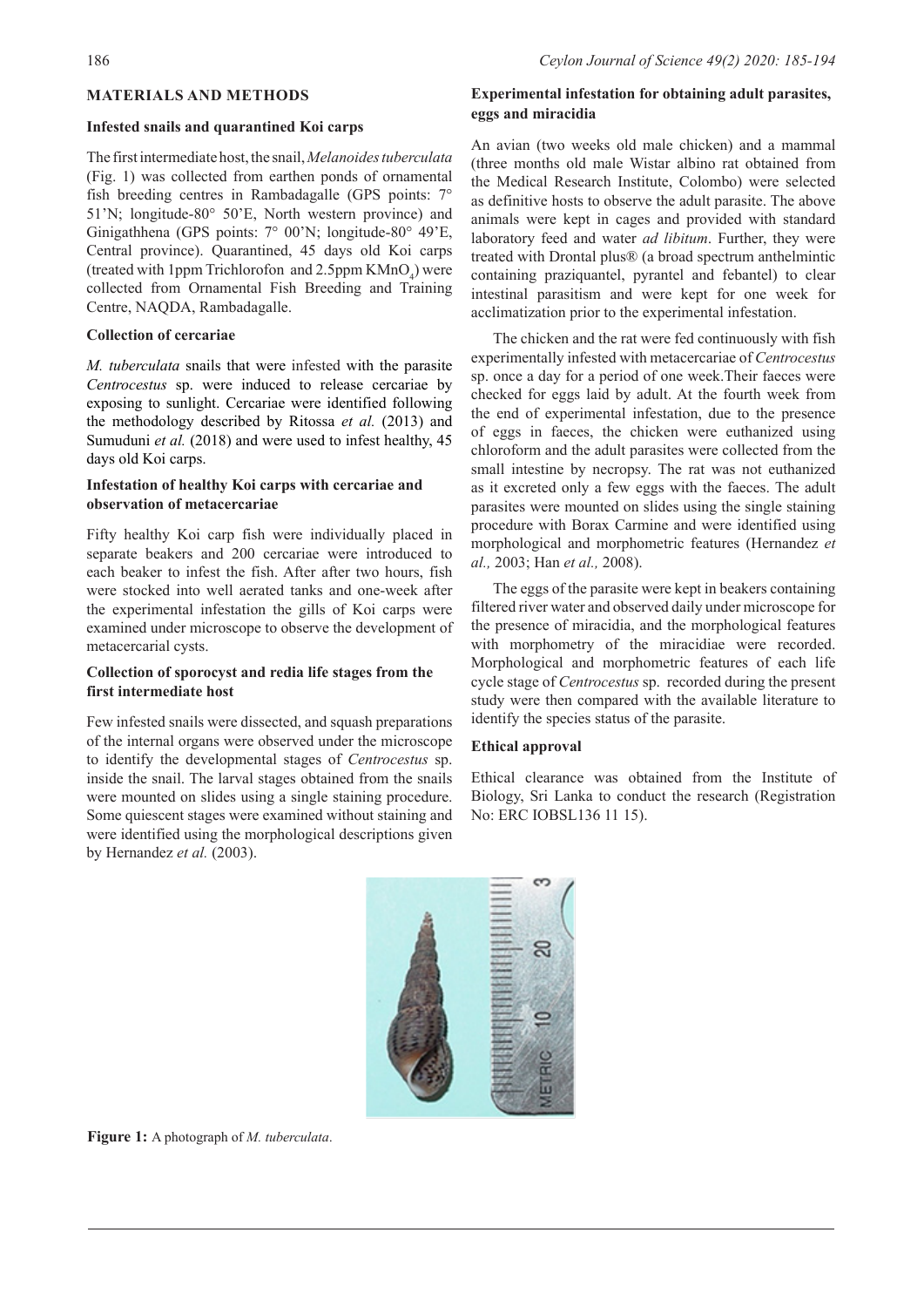## MATERIALS AND METHODS

### Infested snails and quarantined Koi carps

The first intermediate host, the snail, *Melanoides tuberculata* (Fig. 1) was collected from earthen ponds of ornamental fish breeding centres in Rambadagalle (GPS points: 7° 51'N; longitude-80° 50'E, North western province) and Ginigathhena (GPS points: 7° 00'N; longitude-80° 49'E, Central province). Quarantined, 45 days old Koi carps (treated with 1ppm Trichlorofon and 2.5ppm $KMnO_4$) were collected from Ornamental Fish Breeding and Training Centre, NAQDA, Rambadagalle.

### Collection of cercariae

*M. tuberculata* snails that were infested with the parasite *Centrocestus* sp. were induced to release cercariae by exposing to sunlight. Cercariae were identified following the methodology described by Ritossa *et al.* (2013) and Sumuduni *et al.* (2018) and were used to infest healthy, 45 days old Koi carps.

### Infestation of healthy Koi carps with cercariae and observation of metacercariae

Fifty healthy Koi carp fish were individually placed in separate beakers and 200 cercariae were introduced to each beaker to infest the fish. After after two hours, fish were stocked into well aerated tanks and one-week after the experimental infestation the gills of Koi carps were examined under microscope to observe the development of metacercarial cysts.

### Collection of sporocyst and redia life stages from the first intermediate host

Few infested snails were dissected, and squash preparations of the internal organs were observed under the microscope to identify the developmental stages of *Centrocestus* sp. inside the snail. The larval stages obtained from the snails were mounted on slides using a single staining procedure. Some quiescent stages were examined without staining and were identified using the morphological descriptions given by Hernandez *et al.* (2003).

### Experimental infestation for obtaining adult parasites, eggs and miracidia

An avian (two weeks old male chicken) and a mammal (three months old male Wistar albino rat obtained from the Medical Research Institute, Colombo) were selected as definitive hosts to observe the adult parasite. The above animals were kept in cages and provided with standard laboratory feed and water *ad libitum*. Further, they were treated with Drontal plus® (a broad spectrum anthelmintic containing praziquantel, pyrantel and febantel) to clear intestinal parasitism and were kept for one week for acclimatization prior to the experimental infestation.

The chicken and the rat were fed continuously with fish experimentally infested with metacercariae of *Centrocestus* sp. once a day for a period of one week.Their faeces were checked for eggs laid by adult. At the fourth week from the end of experimental infestation, due to the presence of eggs in faeces, the chicken were euthanized using chloroform and the adult parasites were collected from the small intestine by necropsy. The rat was not euthanized as it excreted only a few eggs with the faeces. The adult parasites were mounted on slides using the single staining procedure with Borax Carmine and were identified using morphological and morphometric features (Hernandez *et al.,* 2003; Han *et al.,* 2008).

The eggs of the parasite were kept in beakers containing filtered river water and observed daily under microscope for the presence of miracidia, and the morphological features with morphometry of the miracidiae were recorded. Morphological and morphometric features of each life cycle stage of *Centrocestus* sp. recorded during the present study were then compared with the available literature to identify the species status of the parasite.

### Ethical approval

Ethical clearance was obtained from the Institute of Biology, Sri Lanka to conduct the research (Registration No: ERC IOBSL136 11 15).

**Figure 1:** A photograph of *M. tuberculata*.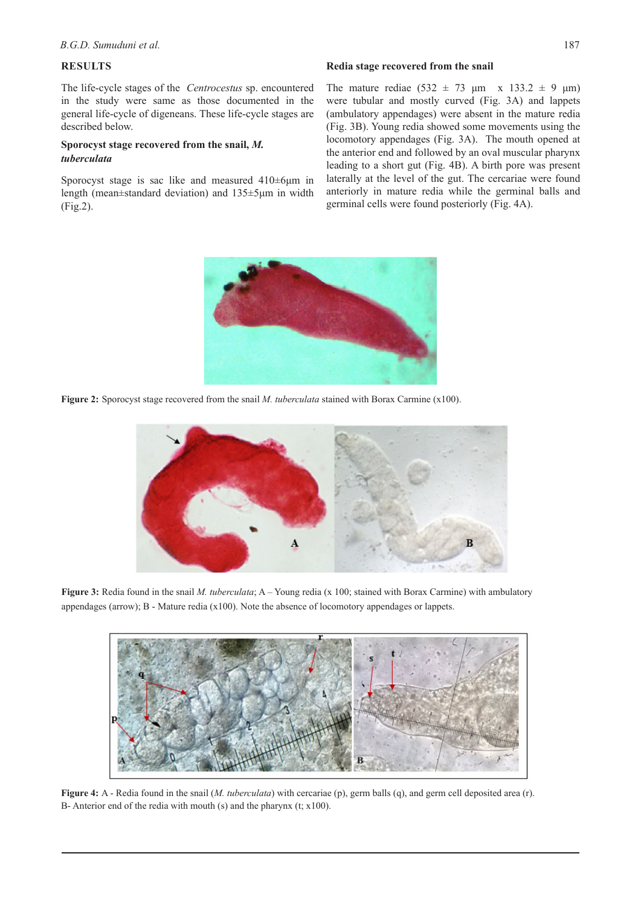## RESULTS

The life-cycle stages of the *Centrocestus* sp. encountered in the study were same as those documented in the general life-cycle of digeneans. These life-cycle stages are described below.

### Sporocyst stage recovered from the snail, *M. tuberculata*

Sporocyst stage is sac like and measured 410±6µm in length (mean±standard deviation) and 135±5µm in width (Fig.2).

### Redia stage recovered from the snail

The mature rediae (532 ± 73 µm x 133.2 ± 9 µm) were tubular and mostly curved (Fig. 3A) and lappets (ambulatory appendages) were absent in the mature redia (Fig. 3B). Young redia showed some movements using the locomotory appendages (Fig. 3A). The mouth opened at the anterior end and followed by an oval muscular pharynx leading to a short gut (Fig. 4B). A birth pore was present laterally at the level of the gut. The cercariae were found anteriorly in mature redia while the germinal balls and germinal cells were found posteriorly (Fig. 4A).

**Figure 2:** Sporocyst stage recovered from the snail *M. tuberculata* stained with Borax Carmine (x100).

**Figure 3:** Redia found in the snail *M. tuberculata*; A – Young redia (x 100; stained with Borax Carmine) with ambulatory appendages (arrow); B - Mature redia (x100). Note the absence of locomotory appendages or lappets.

**Figure 4:** A - Redia found in the snail (*M. tuberculata*) with cercariae (p), germ balls (q), and germ cell deposited area (r). B- Anterior end of the redia with mouth (s) and the pharynx (t; x100).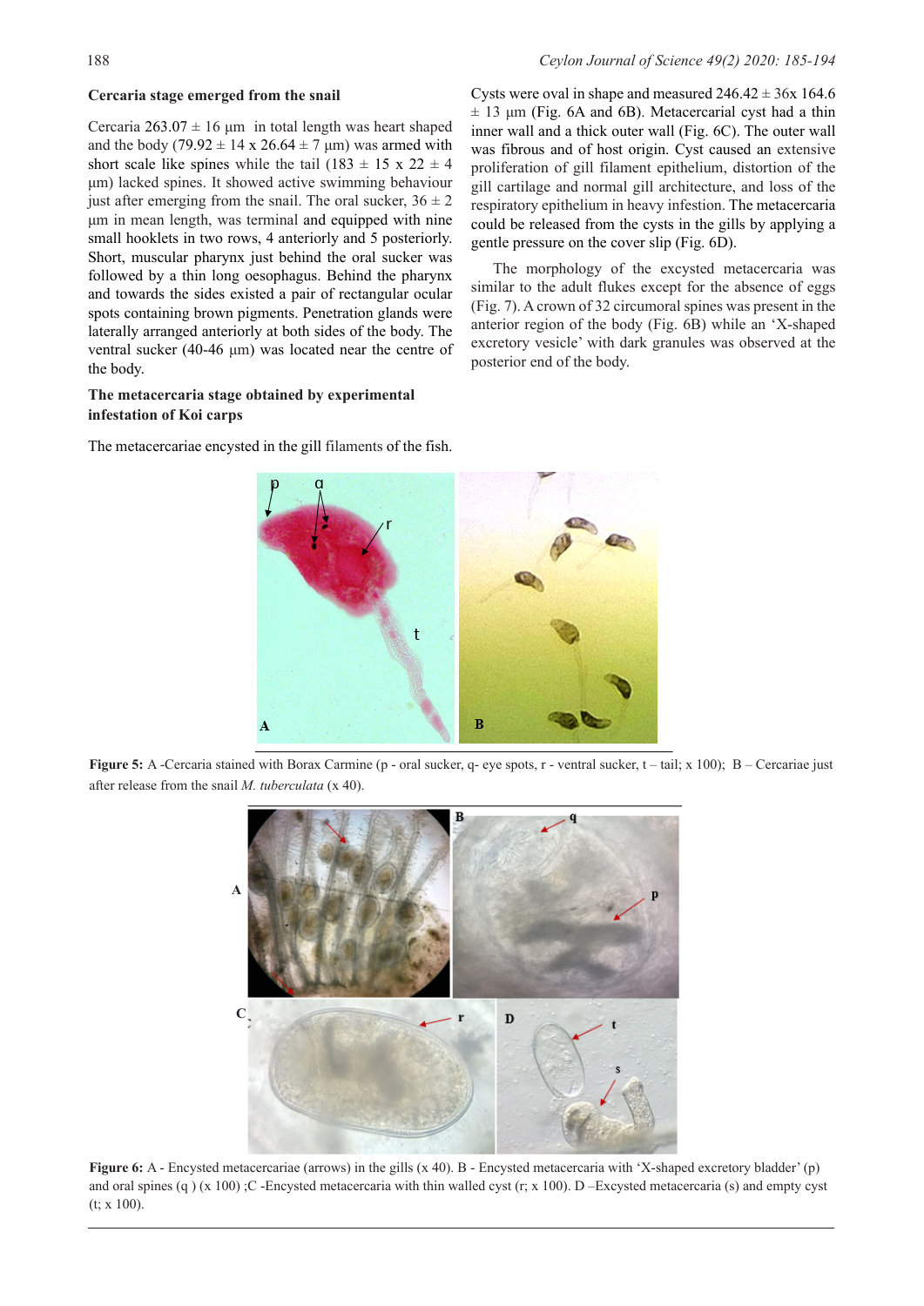### Cercaria stage emerged from the snail

Cercaria 263.07 ± 16 µm in total length was heart shaped and the body (79.92 ± 14 x 26.64 ± 7 µm) was armed with short scale like spines while the tail (183 ± 15 x 22 ± 4 µm) lacked spines. It showed active swimming behaviour just after emerging from the snail. The oral sucker, 36 ± 2 µm in mean length, was terminal and equipped with nine small hooklets in two rows, 4 anteriorly and 5 posteriorly. Short, muscular pharynx just behind the oral sucker was followed by a thin long oesophagus. Behind the pharynx and towards the sides existed a pair of rectangular ocular spots containing brown pigments. Penetration glands were laterally arranged anteriorly at both sides of the body. The ventral sucker (40-46 µm) was located near the centre of the body.

### The metacercaria stage obtained by experimental infestation of Koi carps

The metacercariae encysted in the gill filaments of the fish. Cysts were oval in shape and measured 246.42 ± 36x 164.6 ± 13 µm (Fig. 6A and 6B). Metacercarial cyst had a thin inner wall and a thick outer wall (Fig. 6C). The outer wall was fibrous and of host origin. Cyst caused an extensive proliferation of gill filament epithelium, distortion of the gill cartilage and normal gill architecture, and loss of the respiratory epithelium in heavy infestion. The metacercaria could be released from the cysts in the gills by applying a gentle pressure on the cover slip (Fig. 6D).

The morphology of the excysted metacercaria was similar to the adult flukes except for the absence of eggs (Fig. 7). A crown of 32 circumoral spines was present in the anterior region of the body (Fig. 6B) while an 'X-shaped excretory vesicle' with dark granules was observed at the posterior end of the body.

**Figure 5:** A -Cercaria stained with Borax Carmine (p - oral sucker, q- eye spots, r - ventral sucker, t – tail; x 100); B – Cercariae just after release from the snail *M. tuberculata* (x 40).

**Figure 6:** A - Encysted metacercariae (arrows) in the gills (x 40). B - Encysted metacercaria with 'X-shaped excretory bladder' (p) and oral spines (q ) (x 100) ;C -Encysted metacercaria with thin walled cyst (r; x 100). D –Excysted metacercaria (s) and empty cyst (t; x 100).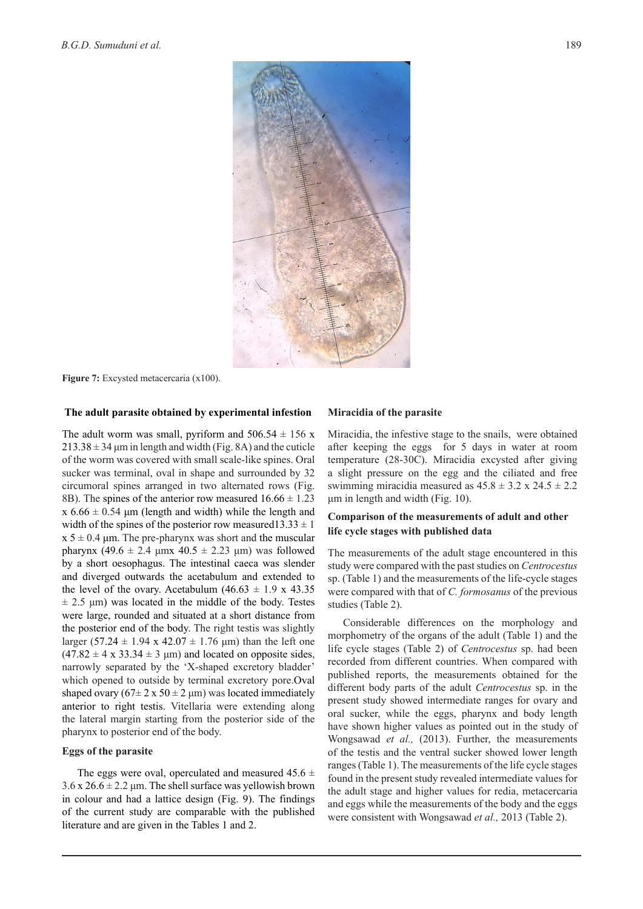**Figure 7:** Excysted metacercaria (x100).

### The adult parasite obtained by experimental infestion

The adult worm was small, pyriform and 506.54 ± 156 x 213.38 ± 34 µm in length and width (Fig. 8A) and the cuticle of the worm was covered with small scale-like spines. Oral sucker was terminal, oval in shape and surrounded by 32 circumoral spines arranged in two alternated rows (Fig. 8B). The spines of the anterior row measured 16.66 ± 1.23 x 6.66 ± 0.54 µm (length and width) while the length and width of the spines of the posterior row measured13.33 ± 1 x 5 ± 0.4 µm. The pre-pharynx was short and the muscular pharynx (49.6 ± 2.4 µmx 40.5 ± 2.23 µm) was followed by a short oesophagus. The intestinal caeca was slender and diverged outwards the acetabulum and extended to the level of the ovary. Acetabulum (46.63 ± 1.9 x 43.35 ± 2.5 µm) was located in the middle of the body. Testes were large, rounded and situated at a short distance from the posterior end of the body. The right testis was slightly larger (57.24 ± 1.94 x 42.07 ± 1.76 µm) than the left one (47.82 ± 4 x 33.34 ± 3 µm) and located on opposite sides, narrowly separated by the 'X-shaped excretory bladder' which opened to outside by terminal excretory pore.Oval shaped ovary (67± 2 x 50 ± 2 µm) was located immediately anterior to right testis. Vitellaria were extending along the lateral margin starting from the posterior side of the pharynx to posterior end of the body.

### Eggs of the parasite

The eggs were oval, operculated and measured 45.6 ± 3.6 x 26.6 ± 2.2 µm. The shell surface was yellowish brown in colour and had a lattice design (Fig. 9). The findings of the current study are comparable with the published literature and are given in the Tables 1 and 2.

### Miracidia of the parasite

Miracidia, the infestive stage to the snails, were obtained after keeping the eggs for 5 days in water at room temperature (28-30C). Miracidia excysted after giving a slight pressure on the egg and the ciliated and free swimming miracidia measured as 45.8 ± 3.2 x 24.5 ± 2.2 µm in length and width (Fig. 10).

### Comparison of the measurements of adult and other life cycle stages with published data

The measurements of the adult stage encountered in this study were compared with the past studies on *Centrocestus* sp. (Table 1) and the measurements of the life-cycle stages were compared with that of *C. formosanus* of the previous studies (Table 2).

Considerable differences on the morphology and morphometry of the organs of the adult (Table 1) and the life cycle stages (Table 2) of *Centrocestus* sp. had been recorded from different countries. When compared with published reports, the measurements obtained for the different body parts of the adult *Centrocestus* sp. in the present study showed intermediate ranges for ovary and oral sucker, while the eggs, pharynx and body length have shown higher values as pointed out in the study of Wongsawad *et al.,* (2013). Further, the measurements of the testis and the ventral sucker showed lower length ranges (Table 1). The measurements of the life cycle stages found in the present study revealed intermediate values for the adult stage and higher values for redia, metacercaria and eggs while the measurements of the body and the eggs were consistent with Wongsawad *et al.,* 2013 (Table 2).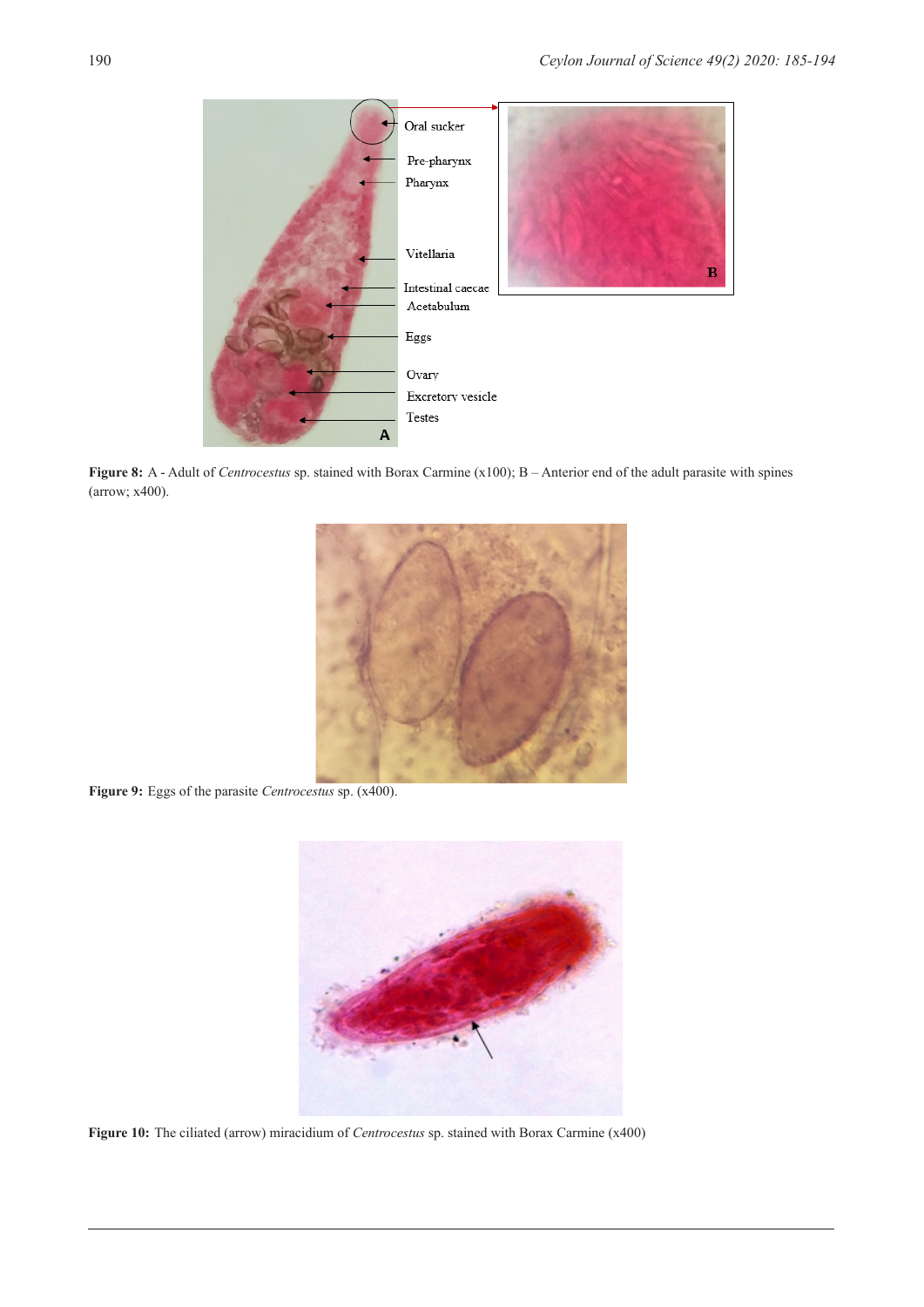**Figure 8:** A - Adult of *Centrocestus* sp. stained with Borax Carmine (x100); B – Anterior end of the adult parasite with spines (arrow; x400).

**Figure 9:** Eggs of the parasite *Centrocestus* sp. (x400).

**Figure 10:** The ciliated (arrow) miracidium of *Centrocestus* sp. stained with Borax Carmine (x400)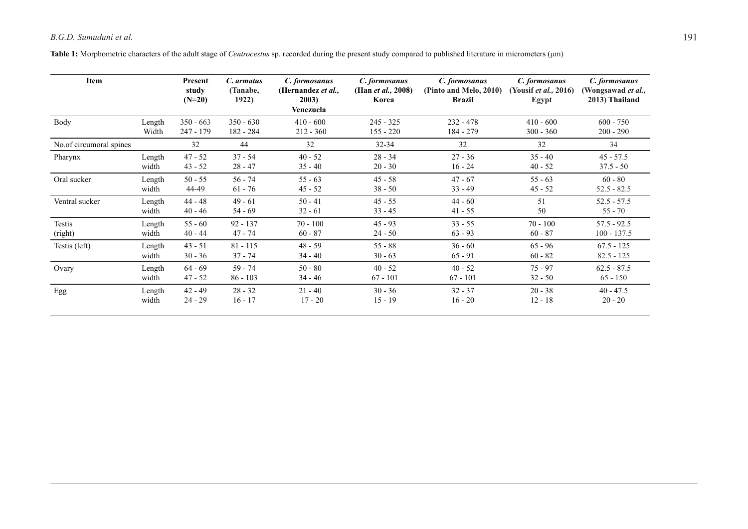**Table 1:** Morphometric characters of the adult stage of *Centrocestus* sp. recorded during the present study compared to published literature in micrometers (μm)

| Item | | Present study (N=20) | *C. armatus* (Tanabe, 1922) | *C. formosanus* (Hernandez *et al.*, 2003) Venezuela | *C. formosanus* (Han *et al.*, 2008) Korea | *C. formosanus* (Pinto and Melo, 2010) Brazil | *C. formosanus* (Yousif *et al.*, 2016) Egypt | *C. formosanus* (Wongsawad *et al.*, 2013) Thailand |
|---|---|---|---|---|---|---|---|---|
| Body | Length | 350 - 663 | 350 - 630 | 410 - 600 | 245 - 325 | 232 - 478 | 410 - 600 | 600 - 750 |
| | Width | 247 - 179 | 182 - 284 | 212 - 360 | 155 - 220 | 184 - 279 | 300 - 360 | 200 - 290 |
| No.of circumoral spines | | 32 | 44 | 32 | 32-34 | 32 | 32 | 34 |
| Pharynx | Length | 47 - 52 | 37 - 54 | 40 - 52 | 28 - 34 | 27 - 36 | 35 - 40 | 45 - 57.5 |
| | width | 43 - 52 | 28 - 47 | 35 - 40 | 20 - 30 | 16 - 24 | 40 - 52 | 37.5 - 50 |
| Oral sucker | Length | 50 - 55 | 56 - 74 | 55 - 63 | 45 - 58 | 47 - 67 | 55 - 63 | 60 - 80 |
| | width | 44-49 | 61 - 76 | 45 - 52 | 38 - 50 | 33 - 49 | 45 - 52 | 52.5 - 82.5 |
| Ventral sucker | Length | 44 - 48 | 49 - 61 | 50 - 41 | 45 - 55 | 44 - 60 | 51 | 52.5 - 57.5 |
| | width | 40 - 46 | 54 - 69 | 32 - 61 | 33 - 45 | 41 - 55 | 50 | 55 - 70 |
| Testis (right) | Length | 55 - 60 | 92 - 137 | 70 - 100 | 45 - 93 | 33 - 55 | 70 - 100 | 57.5 - 92.5 |
| | width | 40 - 44 | 47 - 74 | 60 - 87 | 24 - 50 | 63 - 93 | 60 - 87 | 100 - 137.5 |
| Testis (left) | Length | 43 - 51 | 81 - 115 | 48 - 59 | 55 - 88 | 36 - 60 | 65 - 96 | 67.5 - 125 |
| | width | 30 - 36 | 37 - 74 | 34 - 40 | 30 - 63 | 65 - 91 | 60 - 82 | 82.5 - 125 |
| Ovary | Length | 64 - 69 | 59 - 74 | 50 - 80 | 40 - 52 | 40 - 52 | 75 - 97 | 62.5 - 87.5 |
| | width | 47 - 52 | 86 - 103 | 34 - 46 | 67 - 101 | 67 - 101 | 32 - 50 | 65 - 150 |
| Egg | Length | 42 - 49 | 28 - 32 | 21 - 40 | 30 - 36 | 32 - 37 | 20 - 38 | 40 - 47.5 |
| | width | 24 - 29 | 16 - 17 | 17 - 20 | 15 - 19 | 16 - 20 | 12 - 18 | 20 - 20 |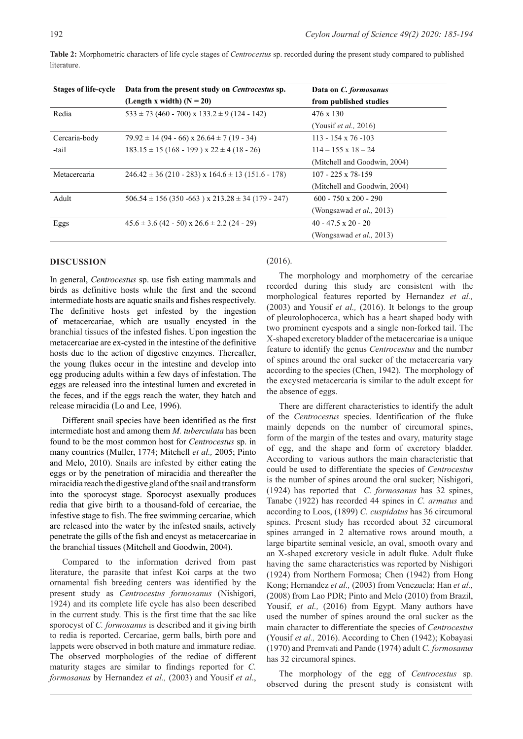**Table 2:** Morphometric characters of life cycle stages of *Centrocestus* sp. recorded during the present study compared to published literature.

| Stages of life-cycle | Data from the present study on *Centrocestus* sp. (Length x width) (N = 20) | Data on *C. formosanus* from published studies |
|---|---|---|
| Redia | 533 ± 73 (460 - 700) x 133.2 ± 9 (124 - 142) | 476 x 130 (Yousif *et al.,* 2016) |
| Cercaria-body | 79.92 ± 14 (94 - 66) x 26.64 ± 7 (19 - 34) | 113 - 154 x 76 -103 |
| -tail | 183.15 ± 15 (168 - 199 ) x 22 ± 4 (18 - 26) | 114 – 155 x 18 – 24 (Mitchell and Goodwin, 2004) |
| Metacercaria | 246.42 ± 36 (210 - 283) x 164.6 ± 13 (151.6 - 178) | 107 - 225 x 78-159 (Mitchell and Goodwin, 2004) |
| Adult | 506.54 ± 156 (350 -663 ) x 213.28 ± 34 (179 - 247) | 600 - 750 x 200 - 290 (Wongsawad *et al.,* 2013) |
| Eggs | 45.6 ± 3.6 (42 - 50) x 26.6 ± 2.2 (24 - 29) | 40 - 47.5 x 20 - 20 (Wongsawad *et al.,* 2013) |

## DISCUSSION

In general, *Centrocestus* sp. use fish eating mammals and birds as definitive hosts while the first and the second intermediate hosts are aquatic snails and fishes respectively. The definitive hosts get infested by the ingestion of metacercariae, which are usually encysted in the branchial tissues of the infested fishes. Upon ingestion the metacercariae are ex-cysted in the intestine of the definitive hosts due to the action of digestive enzymes. Thereafter, the young flukes occur in the intestine and develop into egg producing adults within a few days of infestation. The eggs are released into the intestinal lumen and excreted in the feces, and if the eggs reach the water, they hatch and release miracidia (Lo and Lee, 1996).

Different snail species have been identified as the first intermediate host and among them *M. tuberculata* has been found to be the most common host for *Centrocestus* sp. in many countries (Muller, 1774; Mitchell *et al.,* 2005; Pinto and Melo, 2010). Snails are infested by either eating the eggs or by the penetration of miracidia and thereafter the miracidia reach the digestive gland of the snail and transform into the sporocyst stage. Sporocyst asexually produces redia that give birth to a thousand-fold of cercariae, the infestive stage to fish. The free swimming cercariae, which are released into the water by the infested snails, actively penetrate the gills of the fish and encyst as metacercariae in the branchial tissues (Mitchell and Goodwin, 2004).

Compared to the information derived from past literature, the parasite that infest Koi carps at the two ornamental fish breeding centers was identified by the present study as *Centrocestus formosanus* (Nishigori, 1924) and its complete life cycle has also been described in the current study. This is the first time that the sac like sporocyst of *C. formosanus* is described and it giving birth to redia is reported. Cercariae, germ balls, birth pore and lappets were observed in both mature and immature rediae. The observed morphologies of the rediae of different maturity stages are similar to findings reported for *C. formosanus* by Hernandez *et al.,* (2003) and Yousif *et al*., (2016).

The morphology and morphometry of the cercariae recorded during this study are consistent with the morphological features reported by Hernandez *et al.,* (2003) and Yousif *et al.,* (2016). It belongs to the group of pleurolophocerca, which has a heart shaped body with two prominent eyespots and a single non-forked tail. The X-shaped excretory bladder of the metacercariae is a unique feature to identify the genus *Centrocestus* and the number of spines around the oral sucker of the metacercaria vary according to the species (Chen, 1942). The morphology of the excysted metacercaria is similar to the adult except for the absence of eggs.

There are different characteristics to identify the adult of the *Centrocestus* species. Identification of the fluke mainly depends on the number of circumoral spines, form of the margin of the testes and ovary, maturity stage of egg, and the shape and form of excretory bladder. According to various authors the main characteristic that could be used to differentiate the species of *Centrocestus* is the number of spines around the oral sucker; Nishigori, (1924) has reported that *C. formosanus* has 32 spines, Tanabe (1922) has recorded 44 spines in *C. armatus* and according to Loos, (1899) *C. cuspidatus* has 36 circumoral spines. Present study has recorded about 32 circumoral spines arranged in 2 alternative rows around mouth, a large bipartite seminal vesicle, an oval, smooth ovary and an X-shaped excretory vesicle in adult fluke. Adult fluke having the same characteristics was reported by Nishigori (1924) from Northern Formosa; Chen (1942) from Hong Kong; Hernandez *et al.,* (2003) from Venezuela; Han *et al.,* (2008) from Lao PDR; Pinto and Melo (2010) from Brazil, Yousif, *et al.,* (2016) from Egypt. Many authors have used the number of spines around the oral sucker as the main character to differentiate the species of *Centrocestus* (Yousif *et al.,* 2016). According to Chen (1942); Kobayasi (1970) and Premvati and Pande (1974) adult *C. formosanus* has 32 circumoral spines.

The morphology of the egg of *Centrocestus* sp. observed during the present study is consistent with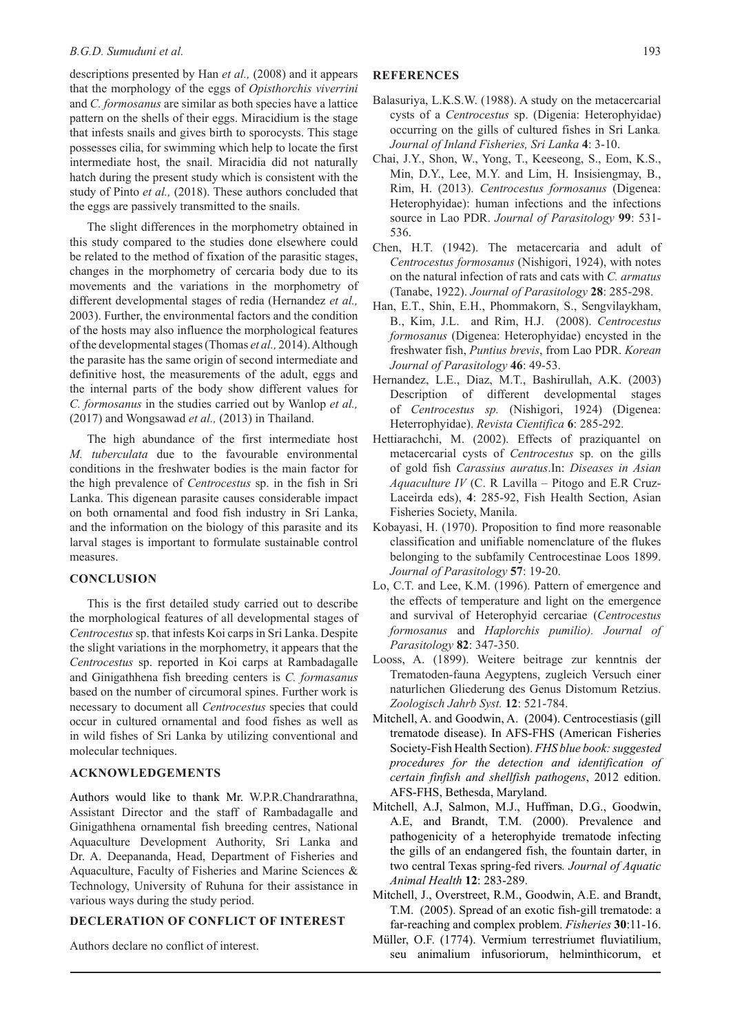descriptions presented by Han *et al.,* (2008) and it appears that the morphology of the eggs of *Opisthorchis viverrini* and *C. formosanus* are similar as both species have a lattice pattern on the shells of their eggs. Miracidium is the stage that infests snails and gives birth to sporocysts. This stage possesses cilia, for swimming which help to locate the first intermediate host, the snail. Miracidia did not naturally hatch during the present study which is consistent with the study of Pinto *et al.,* (2018). These authors concluded that the eggs are passively transmitted to the snails.

The slight differences in the morphometry obtained in this study compared to the studies done elsewhere could be related to the method of fixation of the parasitic stages, changes in the morphometry of cercaria body due to its movements and the variations in the morphometry of different developmental stages of redia (Hernandez *et al.,* 2003). Further, the environmental factors and the condition of the hosts may also influence the morphological features of the developmental stages (Thomas *et al.,* 2014). Although the parasite has the same origin of second intermediate and definitive host, the measurements of the adult, eggs and the internal parts of the body show different values for *C. formosanus* in the studies carried out by Wanlop *et al.,* (2017) and Wongsawad *et al.,* (2013) in Thailand.

The high abundance of the first intermediate host *M. tuberculata* due to the favourable environmental conditions in the freshwater bodies is the main factor for the high prevalence of *Centrocestus* sp. in the fish in Sri Lanka. This digenean parasite causes considerable impact on both ornamental and food fish industry in Sri Lanka, and the information on the biology of this parasite and its larval stages is important to formulate sustainable control measures.

## CONCLUSION

This is the first detailed study carried out to describe the morphological features of all developmental stages of *Centrocestus* sp. that infests Koi carps in Sri Lanka. Despite the slight variations in the morphometry, it appears that the *Centrocestus* sp. reported in Koi carps at Rambadagalle and Ginigathhena fish breeding centers is *C. formasanus* based on the number of circumoral spines. Further work is necessary to document all *Centrocestus* species that could occur in cultured ornamental and food fishes as well as in wild fishes of Sri Lanka by utilizing conventional and molecular techniques.

## ACKNOWLEDGEMENTS

Authors would like to thank Mr. W.P.R.Chandrarathna, Assistant Director and the staff of Rambadagalle and Ginigathhena ornamental fish breeding centres, National Aquaculture Development Authority, Sri Lanka and Dr. A. Deepananda, Head, Department of Fisheries and Aquaculture, Faculty of Fisheries and Marine Sciences & Technology, University of Ruhuna for their assistance in various ways during the study period.

## DECLERATION OF CONFLICT OF INTEREST

Authors declare no conflict of interest.

## REFERENCES

Balasuriya, L.K.S.W. (1988). A study on the metacercarial cysts of a *Centrocestus* sp. (Digenia: Heterophyidae) occurring on the gills of cultured fishes in Sri Lanka*. Journal of Inland Fisheries, Sri Lanka* **4**: 3-10.

Chai, J.Y., Shon, W., Yong, T., Keeseong, S., Eom, K.S., Min, D.Y., Lee, M.Y. and Lim, H. Insisiengmay, B., Rim, H. (2013). *Centrocestus formosanus* (Digenea: Heterophyidae): human infections and the infections source in Lao PDR. *Journal of Parasitology* **99**: 531-536.

Chen, H.T. (1942). The metacercaria and adult of *Centrocestus formosanus* (Nishigori, 1924), with notes on the natural infection of rats and cats with *C. armatus* (Tanabe, 1922). *Journal of Parasitology* **28**: 285-298.

Han, E.T., Shin, E.H., Phommakorn, S., Sengvilaykham, B., Kim, J.L. and Rim, H.J. (2008). *Centrocestus formosanus* (Digenea: Heterophyidae) encysted in the freshwater fish, *Puntius brevis*, from Lao PDR. *Korean Journal of Parasitology* **46**: 49-53.

Hernandez, L.E., Diaz, M.T., Bashirullah, A.K. (2003) Description of different developmental stages of *Centrocestus sp.* (Nishigori, 1924) (Digenea: Heterrophyidae). *Revista Cientifica* **6**: 285-292.

Hettiarachchi, M. (2002). Effects of praziquantel on metacercarial cysts of *Centrocestus* sp. on the gills of gold fish *Carassius auratus*.In: *Diseases in Asian Aquaculture IV* (C. R Lavilla – Pitogo and E.R Cruz-Laceirda eds), **4**: 285-92, Fish Health Section, Asian Fisheries Society, Manila.

Kobayasi, H. (1970). Proposition to find more reasonable classification and unifiable nomenclature of the flukes belonging to the subfamily Centrocestinae Loos 1899. *Journal of Parasitology* **57**: 19-20.

Lo, C.T. and Lee, K.M. (1996). Pattern of emergence and the effects of temperature and light on the emergence and survival of Heterophyid cercariae (*Centrocestus formosanus* and *Haplorchis pumilio). Journal of Parasitology* **82**: 347-350.

Looss, A. (1899). Weitere beitrage zur kenntnis der Trematoden-fauna Aegyptens, zugleich Versuch einer naturlichen Gliederung des Genus Distomum Retzius. *Zoologisch Jahrb Syst.* **12**: 521-784.

Mitchell, A. and Goodwin, A. (2004). Centrocestiasis (gill trematode disease). In AFS-FHS (American Fisheries Society-Fish Health Section). *FHS blue book: suggested procedures for the detection and identification of certain finfish and shellfish pathogens*, 2012 edition. AFS-FHS, Bethesda, Maryland.

Mitchell, A.J, Salmon, M.J., Huffman, D.G., Goodwin, A.E, and Brandt, T.M. (2000). Prevalence and pathogenicity of a heterophyide trematode infecting the gills of an endangered fish, the fountain darter, in two central Texas spring-fed rivers*. Journal of Aquatic Animal Health* **12**: 283-289.

Mitchell, J., Overstreet, R.M., Goodwin, A.E. and Brandt, T.M. (2005). Spread of an exotic fish-gill trematode: a far-reaching and complex problem. *Fisheries* **30**:11-16.

Müller, O.F. (1774). Vermium terrestriumet fluviatilium, seu animalium infusoriorum, helminthicorum, et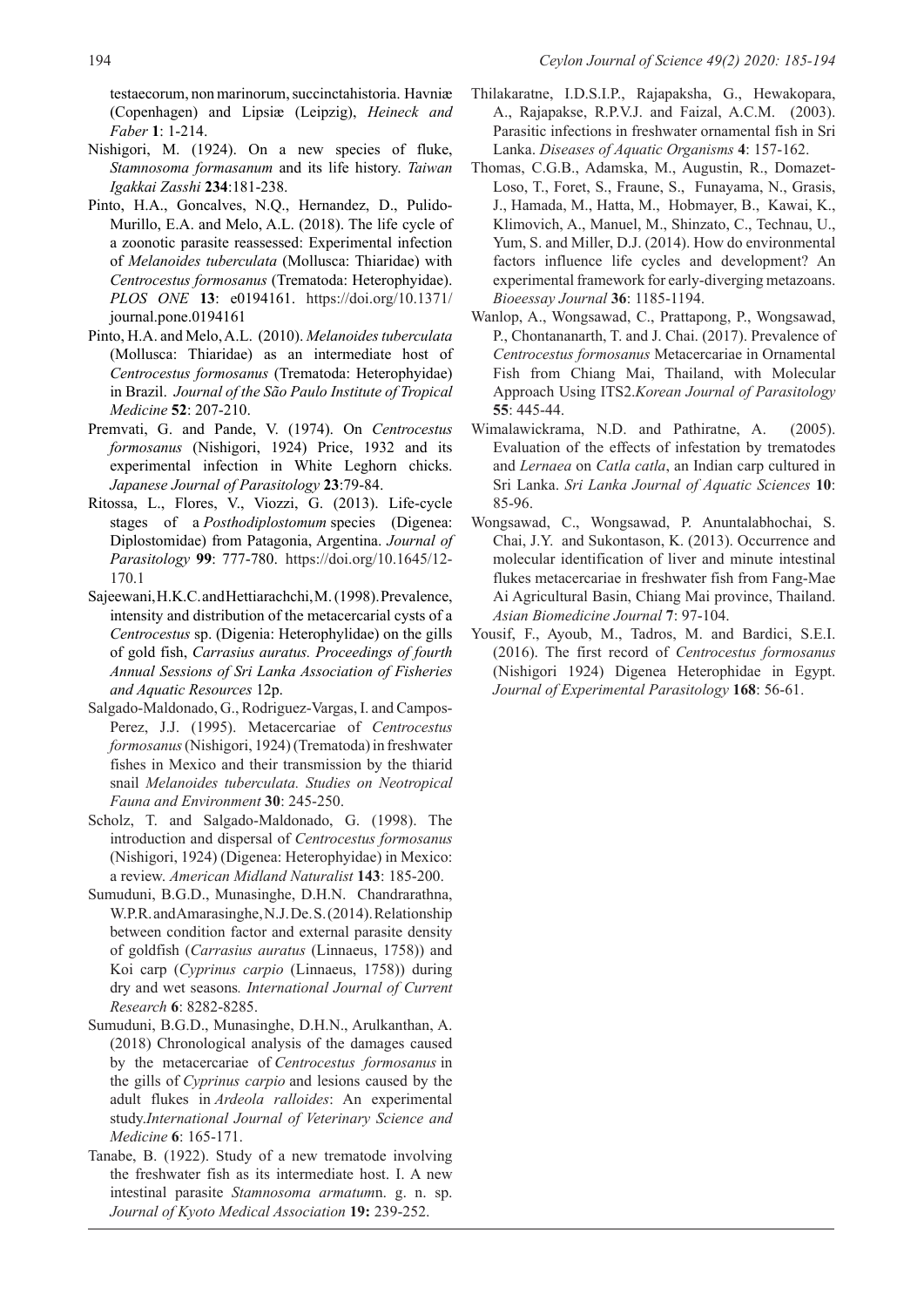testaecorum, non marinorum, succinctahistoria. Havniæ (Copenhagen) and Lipsiæ (Leipzig), *Heineck and Faber* **1**: 1-214.

Nishigori, M. (1924). On a new species of fluke, *Stamnosoma formasanum* and its life history. *Taiwan Igakkai Zasshi* **234**:181-238.

Pinto, H.A., Goncalves, N.Q., Hernandez, D., Pulido-Murillo, E.A. and Melo, A.L. (2018). The life cycle of a zoonotic parasite reassessed: Experimental infection of *Melanoides tuberculata* (Mollusca: Thiaridae) with *Centrocestus formosanus* (Trematoda: Heterophyidae). *PLOS ONE* **13**: e0194161. https://doi.org/10.1371/journal.pone.0194161

Pinto, H.A. and Melo, A.L. (2010). *Melanoides tuberculata* (Mollusca: Thiaridae) as an intermediate host of *Centrocestus formosanus* (Trematoda: Heterophyidae) in Brazil. *Journal of the São Paulo Institute of Tropical Medicine* **52**: 207-210.

Premvati, G. and Pande, V. (1974). On *Centrocestus formosanus* (Nishigori, 1924) Price, 1932 and its experimental infection in White Leghorn chicks. *Japanese Journal of Parasitology* **23**:79-84.

Ritossa, L., Flores, V., Viozzi, G. (2013). Life-cycle stages of a *Posthodiplostomum* species (Digenea: Diplostomidae) from Patagonia, Argentina. *Journal of Parasitology* **99**: 777-780. https://doi.org/10.1645/12-170.1

Sajeewani, H.K.C. and Hettiarachchi, M. (1998). Prevalence, intensity and distribution of the metacercarial cysts of a *Centrocestus* sp. (Digenia: Heterophylidae) on the gills of gold fish, *Carrasius auratus. Proceedings of fourth Annual Sessions of Sri Lanka Association of Fisheries and Aquatic Resources* 12p.

Salgado-Maldonado, G., Rodriguez-Vargas, I. and Campos-Perez, J.J. (1995). Metacercariae of *Centrocestus formosanus* (Nishigori, 1924) (Trematoda) in freshwater fishes in Mexico and their transmission by the thiarid snail *Melanoides tuberculata. Studies on Neotropical Fauna and Environment* **30**: 245-250.

Scholz, T. and Salgado-Maldonado, G. (1998). The introduction and dispersal of *Centrocestus formosanus* (Nishigori, 1924) (Digenea: Heterophyidae) in Mexico: a review. *American Midland Naturalist* **143**: 185-200.

Sumuduni, B.G.D., Munasinghe, D.H.N. Chandrarathna, W.P.R. and Amarasinghe, N.J. De. S. (2014). Relationship between condition factor and external parasite density of goldfish (*Carrasius auratus* (Linnaeus, 1758)) and Koi carp (*Cyprinus carpio* (Linnaeus, 1758)) during dry and wet seasons*. International Journal of Current Research* **6**: 8282-8285.

Sumuduni, B.G.D., Munasinghe, D.H.N., Arulkanthan, A. (2018) Chronological analysis of the damages caused by the metacercariae of *Centrocestus formosanus* in the gills of *Cyprinus carpio* and lesions caused by the adult flukes in *Ardeola ralloides*: An experimental study.*International Journal of Veterinary Science and Medicine* **6**: 165-171.

Tanabe, B. (1922). Study of a new trematode involving the freshwater fish as its intermediate host. I. A new intestinal parasite *Stamnosoma armatum*n. g. n. sp. *Journal of Kyoto Medical Association* **19:** 239-252.

Thilakaratne, I.D.S.I.P., Rajapaksha, G., Hewakopara, A., Rajapakse, R.P.V.J. and Faizal, A.C.M. (2003). Parasitic infections in freshwater ornamental fish in Sri Lanka. *Diseases of Aquatic Organisms* **4**: 157-162.

Thomas, C.G.B., Adamska, M., Augustin, R., Domazet-Loso, T., Foret, S., Fraune, S., Funayama, N., Grasis, J., Hamada, M., Hatta, M., Hobmayer, B., Kawai, K., Klimovich, A., Manuel, M., Shinzato, C., Technau, U., Yum, S. and Miller, D.J. (2014). How do environmental factors influence life cycles and development? An experimental framework for early-diverging metazoans. *Bioeessay Journal* **36**: 1185-1194.

Wanlop, A., Wongsawad, C., Prattapong, P., Wongsawad, P., Chontananarth, T. and J. Chai. (2017). Prevalence of *Centrocestus formosanus* Metacercariae in Ornamental Fish from Chiang Mai, Thailand, with Molecular Approach Using ITS2.*Korean Journal of Parasitology* **55**: 445-44.

Wimalawickrama, N.D. and Pathiratne, A. (2005). Evaluation of the effects of infestation by trematodes and *Lernaea* on *Catla catla*, an Indian carp cultured in Sri Lanka. *Sri Lanka Journal of Aquatic Sciences* **10**: 85-96.

Wongsawad, C., Wongsawad, P. Anuntalabhochai, S. Chai, J.Y. and Sukontason, K. (2013). Occurrence and molecular identification of liver and minute intestinal flukes metacercariae in freshwater fish from Fang-Mae Ai Agricultural Basin, Chiang Mai province, Thailand. *Asian Biomedicine Journal* **7**: 97-104.

Yousif, F., Ayoub, M., Tadros, M. and Bardici, S.E.I. (2016). The first record of *Centrocestus formosanus* (Nishigori 1924) Digenea Heterophidae in Egypt. *Journal of Experimental Parasitology* **168**: 56-61.